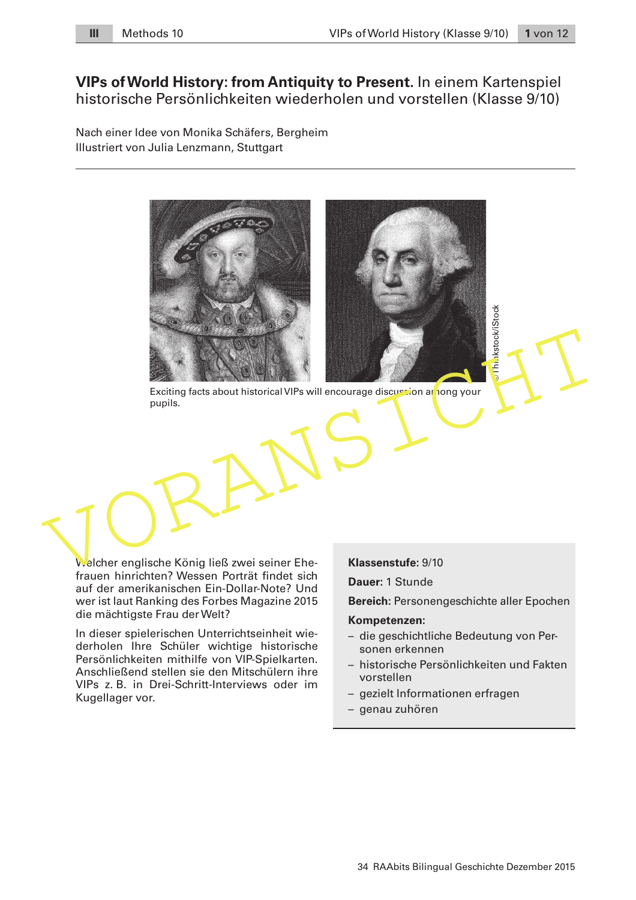# VIPs of World History: from Antiquity to Present. In einem Kartenspiel historische Persönlichkeiten wiederholen und vorstellen (Klasse 9/10)

Nach einer Idee von Monika Schäfers, Bergheim
Illustriert von Julia Lenzmann, Stuttgart

Exciting facts about historical VIPs will encourage discussion among your pupils.

Welcher englische König ließ zwei seiner Ehefrauen hinrichten? Wessen Porträt findet sich auf der amerikanischen Ein-Dollar-Note? Und wer ist laut Ranking des Forbes Magazine 2015 die mächtigste Frau der Welt?

In dieser spielerischen Unterrichtseinheit wiederholen Ihre Schüler wichtige historische Persönlichkeiten mithilfe von VIP-Spielkarten. Anschließend stellen sie den Mitschülern ihre VIPs z. B. in Drei-Schritt-Interviews oder im Kugellager vor.

**Klassenstufe:** 9/10

**Dauer:** 1 Stunde

**Bereich:** Personengeschichte aller Epochen

**Kompetenzen:**

- die geschichtliche Bedeutung von Personen erkennen
- historische Persönlichkeiten und Fakten vorstellen
- gezielt Informationen erfragen
- genau zuhören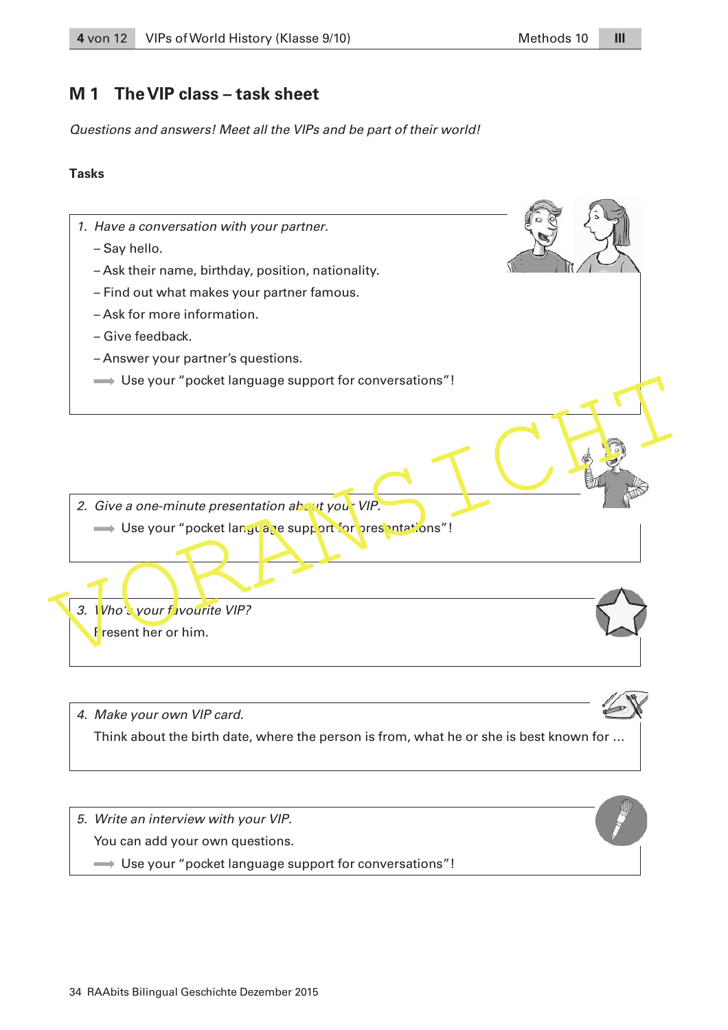# M 1 The VIP class – task sheet

*Questions and answers! Meet all the VIPs and be part of their world!*

**Tasks**

1. *Have a conversation with your partner.*
   - Say hello.
   - Ask their name, birthday, position, nationality.
   - Find out what makes your partner famous.
   - Ask for more information.
   - Give feedback.
   - Answer your partner's questions.
   
   ➡ Use your "pocket language support for conversations"!

2. *Give a one-minute presentation about your VIP.*

   ➡ Use your "pocket language support for presentations"!

3. *Who's your favourite VIP?*

   Present her or him.

4. *Make your own VIP card.*

   Think about the birth date, where the person is from, what he or she is best known for …

5. *Write an interview with your VIP.*

   You can add your own questions.

   ➡ Use your "pocket language support for conversations"!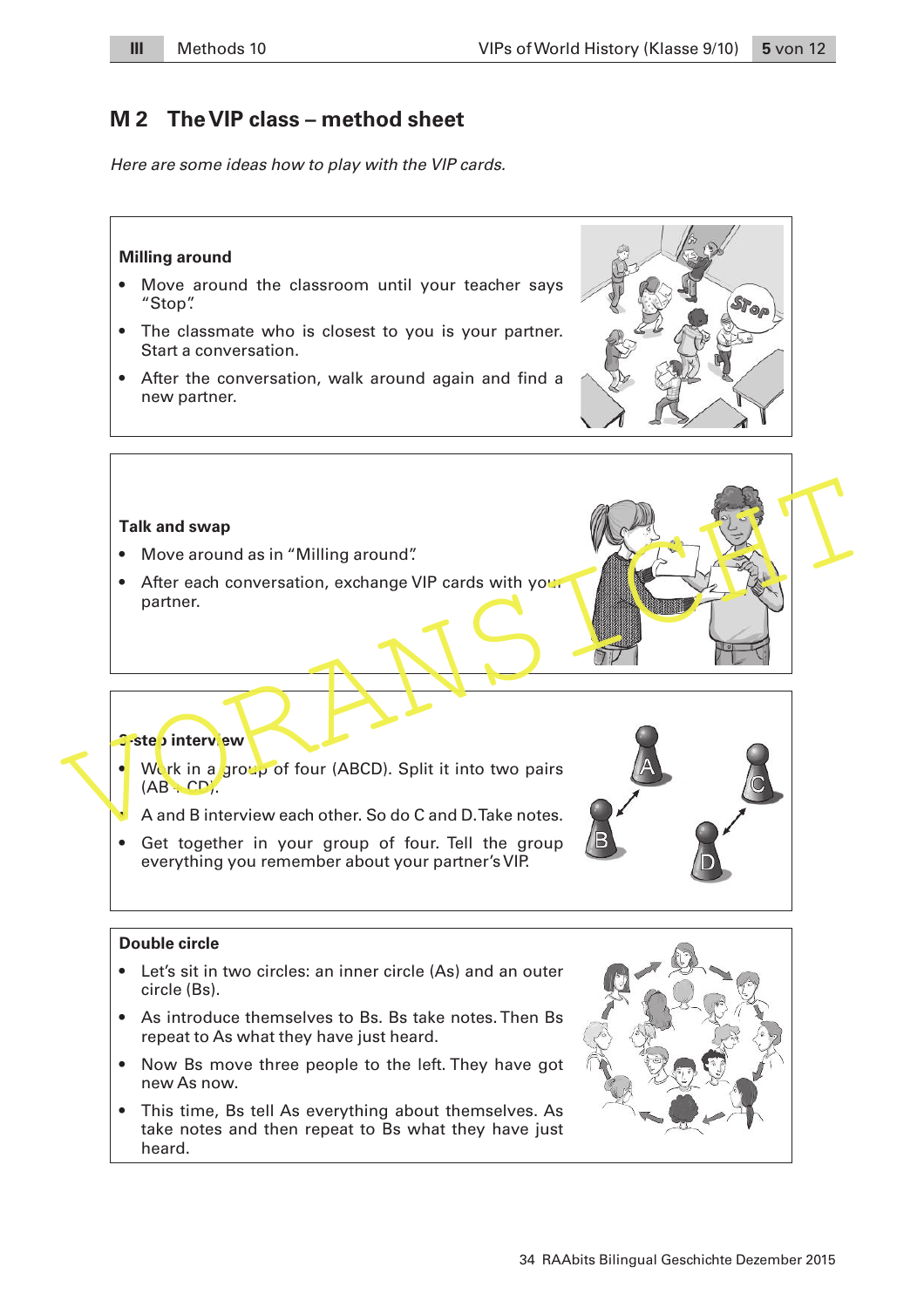## M 2 The VIP class – method sheet

*Here are some ideas how to play with the VIP cards.*

**Milling around**

- Move around the classroom until your teacher says "Stop".
- The classmate who is closest to you is your partner. Start a conversation.
- After the conversation, walk around again and find a new partner.

**Talk and swap**

- Move around as in "Milling around".
- After each conversation, exchange VIP cards with your partner.

**2-step interview**

- Work in a group of four (ABCD). Split it into two pairs (AB + CD).
- A and B interview each other. So do C and D. Take notes.
- Get together in your group of four. Tell the group everything you remember about your partner's VIP.

**Double circle**

- Let's sit in two circles: an inner circle (As) and an outer circle (Bs).
- As introduce themselves to Bs. Bs take notes. Then Bs repeat to As what they have just heard.
- Now Bs move three people to the left. They have got new As now.
- This time, Bs tell As everything about themselves. As take notes and then repeat to Bs what they have just heard.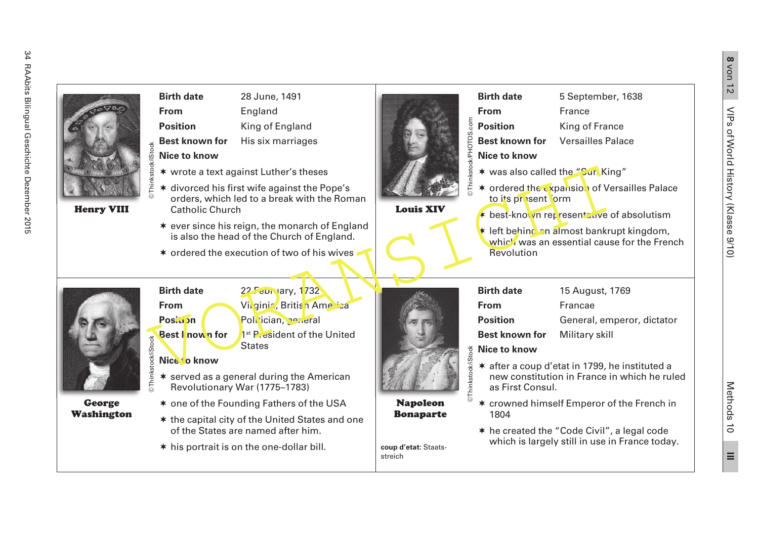## Henry VIII

| | |
|---|---|
| **Birth date** | 28 June, 1491 |
| **From** | England |
| **Position** | King of England |
| **Best known for** | His six marriages |

**Nice to know**

- ✶ wrote a text against Luther's theses
- ✶ divorced his first wife against the Pope's orders, which led to a break with the Roman Catholic Church
- ✶ ever since his reign, the monarch of England is also the head of the Church of England.
- ✶ ordered the execution of two of his wives

©Thinkstock/iStock

## Louis XIV

| | |
|---|---|
| **Birth date** | 5 September, 1638 |
| **From** | France |
| **Position** | King of France |
| **Best known for** | Versailles Palace |

**Nice to know**

- ✶ was also called the "Sun King"
- ✶ ordered the expansion of Versailles Palace to its present form
- ✶ best-known representative of absolutism
- ✶ left behind an almost bankrupt kingdom, which was an essential cause for the French Revolution

©Thinkstock/PHOTOS.com

## George Washington

| | |
|---|---|
| **Birth date** | 22 February, 1732 |
| **From** | Virginia, British America |
| **Position** | Politician, general |
| **Best known for** | 1st President of the United States |

**Nice to know**

- ✶ served as a general during the American Revolutionary War (1775–1783)
- ✶ one of the Founding Fathers of the USA
- ✶ the capital city of the United States and one of the States are named after him.
- ✶ his portrait is on the one-dollar bill.

©Thinkstock/iStock

## Napoleon Bonaparte

| | |
|---|---|
| **Birth date** | 15 August, 1769 |
| **From** | Francae |
| **Position** | General, emperor, dictator |
| **Best known for** | Military skill |

**Nice to know**

- ✶ after a coup d'etat in 1799, he instituted a new constitution in France in which he ruled as First Consul.
- ✶ crowned himself Emperor of the French in 1804
- ✶ he created the "Code Civil", a legal code which is largely still in use in France today.

©Thinkstock/iStock

**coup d'etat:** Staatsstreich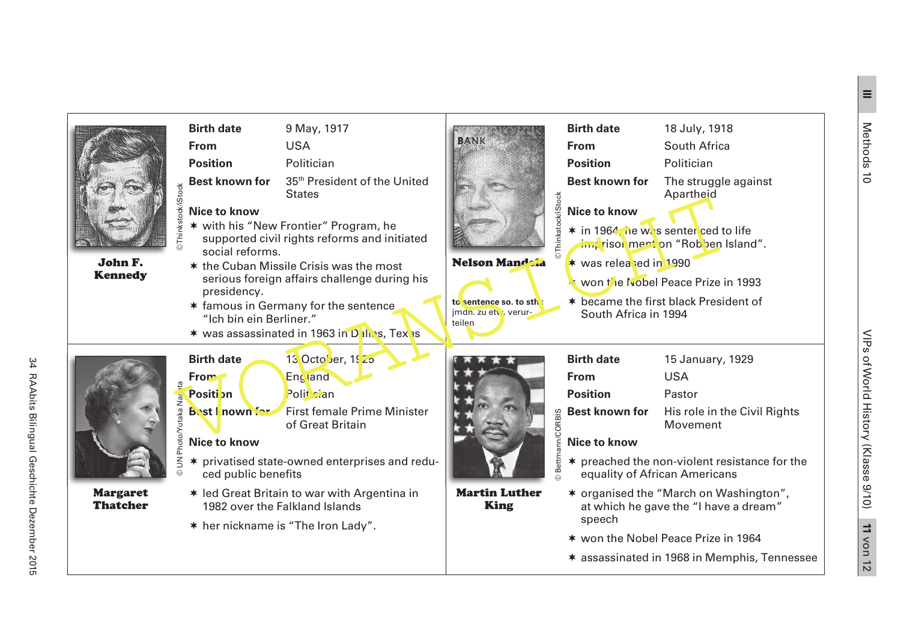## John F. Kennedy

| | |
|---|---|
| **Birth date** | 9 May, 1917 |
| **From** | USA |
| **Position** | Politician |
| **Best known for** | 35th President of the United States |

©Thinkstock/iStock

**Nice to know**

- ✶ with his "New Frontier" Program, he supported civil rights reforms and initiated social reforms.
- ✶ the Cuban Missile Crisis was the most serious foreign affairs challenge during his presidency.
- ✶ famous in Germany for the sentence "Ich bin ein Berliner."
- ✶ was assassinated in 1963 in Dallas, Texas

## Nelson Mandela

| | |
|---|---|
| **Birth date** | 18 July, 1918 |
| **From** | South Africa |
| **Position** | Politician |
| **Best known for** | The struggle against Apartheid |

©Thinkstock/iStock

**Nice to know**

- ✶ in 1964 he was sentenced to life imprisonment on "Robben Island".
- ✶ was released in 1990
- ✶ won the Nobel Peace Prize in 1993
- ✶ became the first black President of South Africa in 1994

**to sentence so. to sth.:** jmdn. zu etw. verurteilen

## Margaret Thatcher

| | |
|---|---|
| **Birth date** | 13 October, 1925 |
| **From** | England |
| **Position** | Politician |
| **Best known for** | First female Prime Minister of Great Britain |

© UN Photo/Yutaka Nagata

**Nice to know**

- ✶ privatised state-owned enterprises and reduced public benefits
- ✶ led Great Britain to war with Argentina in 1982 over the Falkland Islands
- ✶ her nickname is "The Iron Lady".

## Martin Luther King

| | |
|---|---|
| **Birth date** | 15 January, 1929 |
| **From** | USA |
| **Position** | Pastor |
| **Best known for** | His role in the Civil Rights Movement |

© Bettmann/CORBIS

**Nice to know**

- ✶ preached the non-violent resistance for the equality of African Americans
- ✶ organised the "March on Washington", at which he gave the "I have a dream" speech
- ✶ won the Nobel Peace Prize in 1964
- ✶ assassinated in 1968 in Memphis, Tennessee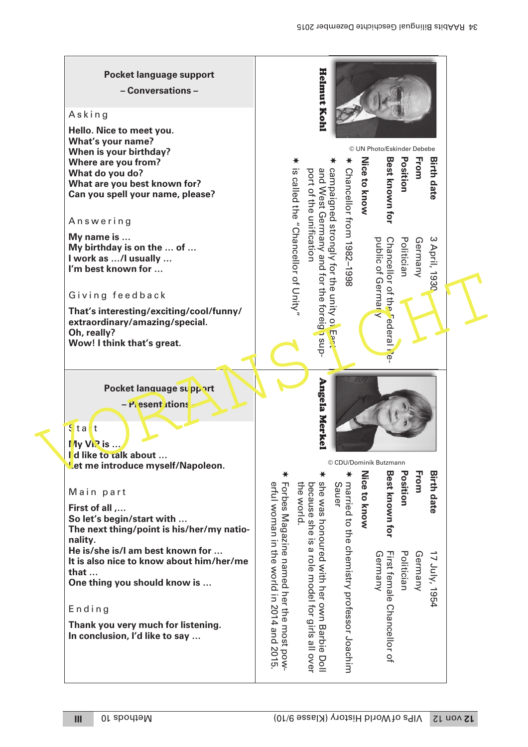## Pocket language support

### – Conversations –

**Asking**

**Hello. Nice to meet you.**
**What's your name?**
**When is your birthday?**
**Where are you from?**
**What do you do?**
**What are you best known for?**
**Can you spell your name, please?**

**Answering**

**My name is …**
**My birthday is on the … of …**
**I work as …/I usually …**
**I'm best known for …**

**Giving feedback**

**That's interesting/exciting/cool/funny/extraordinary/amazing/special.**
**Oh, really?**
**Wow! I think that's great.**

## Helmut Kohl

© UN Photo/Eskinder Debebe

**Birth date** 3 April, 1930
**From** Germany
**Position** Politician
**Best known for** Chancellor of the Federal Republic of Germany

**Nice to know**

- Chancellor from 1982–1998
- campaigned strongly for the unity of East and West Germany and for the foreign support of the unification
- is called the "Chancellor of Unity"

## Pocket language support

### – Presentations –

**Start**

**My VIP is …**
**I'd like to talk about …**
**Let me introduce myself/Napoleon.**

**Main part**

**First of all ,…**
**So let's begin/start with …**
**The next thing/point is his/her/my nationality.**
**He is/she is/I am best known for …**
**It is also nice to know about him/her/me that …**
**One thing you should know is …**

**Ending**

**Thank you very much for listening.**
**In conclusion, I'd like to say …**

## Angela Merkel

© CDU/Dominik Butzmann

**Birth date** 17 July, 1954
**From** Germany
**Position** Politician
**Best known for** First female Chancellor of Germany

**Nice to know**

- married to the chemistry professor Joachim Sauer
- she was honoured with her own Barbie Doll because she is a role model for girls all over the world.
- Forbes Magazine named her the most powerful woman in the world in 2014 and 2015.